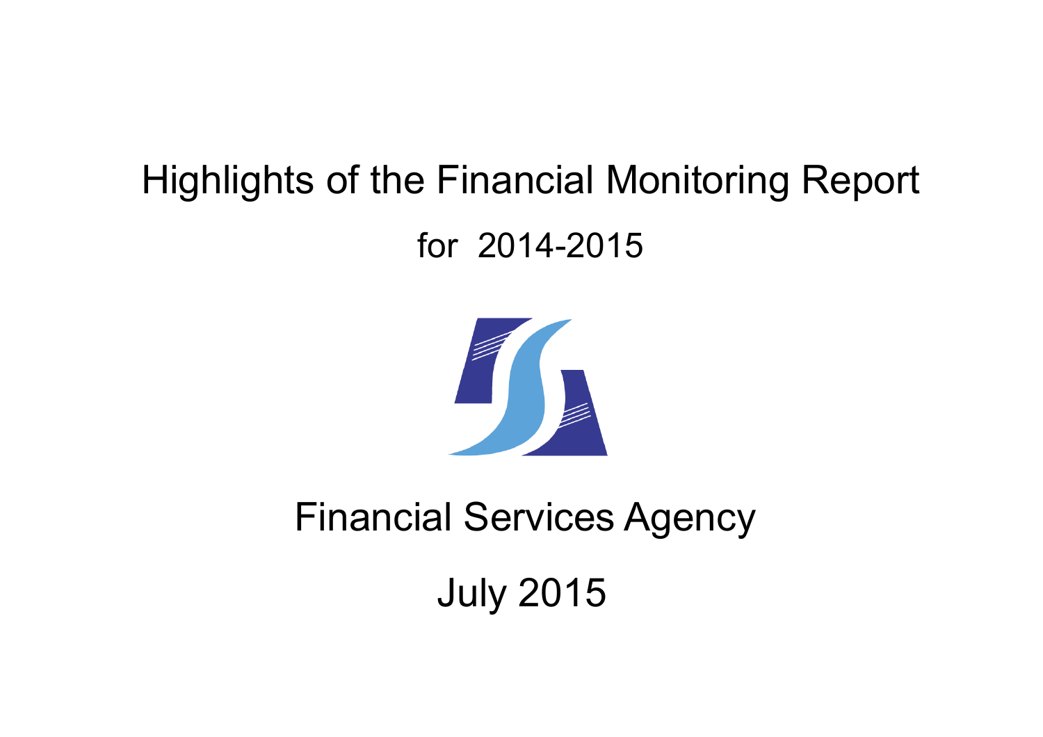# Highlights of the Financial Monitoring Report

## for 2014-2015

Financial Services Agency

July 2015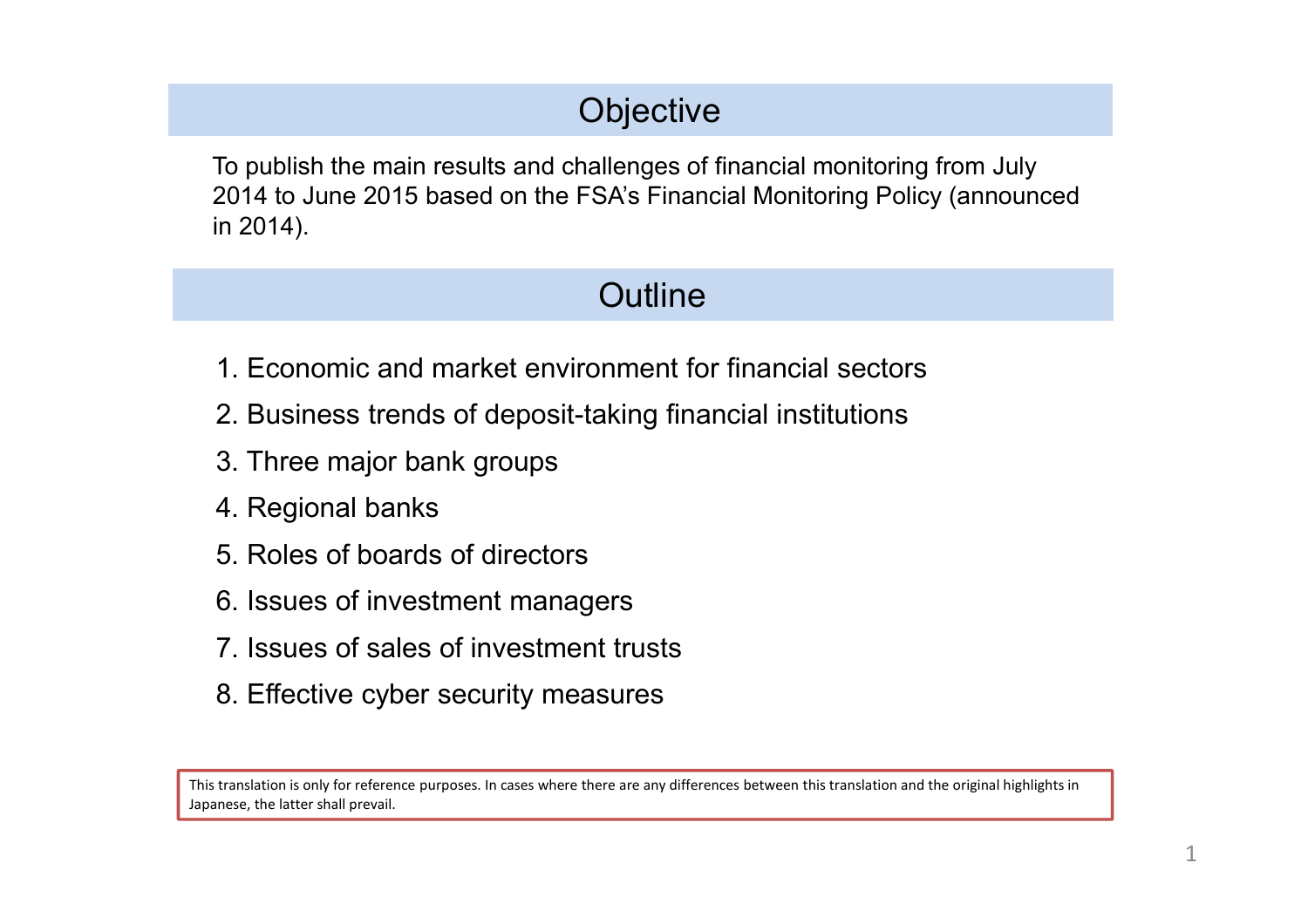## Objective

To publish the main results and challenges of financial monitoring from July 2014 to June 2015 based on the FSA's Financial Monitoring Policy (announced in 2014).

## Outline

1. Economic and market environment for financial sectors
2. Business trends of deposit-taking financial institutions
3. Three major bank groups
4. Regional banks
5. Roles of boards of directors
6. Issues of investment managers
7. Issues of sales of investment trusts
8. Effective cyber security measures

This translation is only for reference purposes. In cases where there are any differences between this translation and the original highlights in Japanese, the latter shall prevail.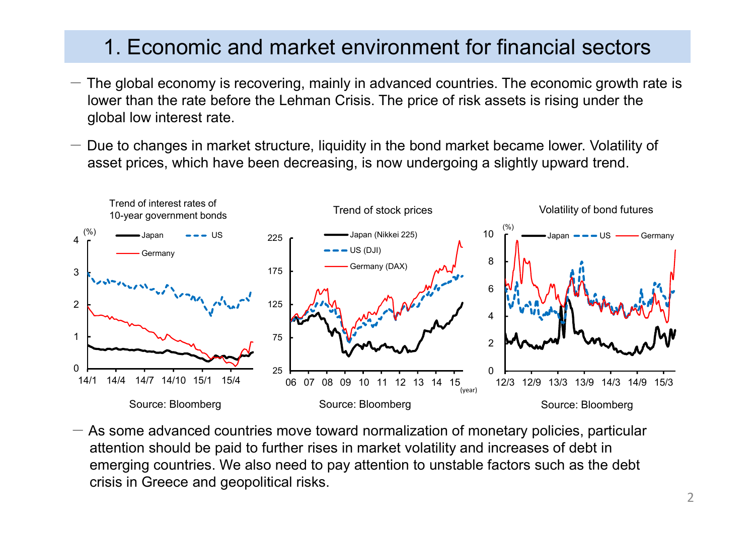# 1. Economic and market environment for financial sectors

- The global economy is recovering, mainly in advanced countries. The economic growth rate is lower than the rate before the Lehman Crisis. The price of risk assets is rising under the global low interest rate.
- Due to changes in market structure, liquidity in the bond market became lower. Volatility of asset prices, which have been decreasing, is now undergoing a slightly upward trend.

Trend of interest rates of 10-year government bonds

Source: Bloomberg

Trend of stock prices

Source: Bloomberg

Volatility of bond futures

Source: Bloomberg

- As some advanced countries move toward normalization of monetary policies, particular attention should be paid to further rises in market volatility and increases of debt in emerging countries. We also need to pay attention to unstable factors such as the debt crisis in Greece and geopolitical risks.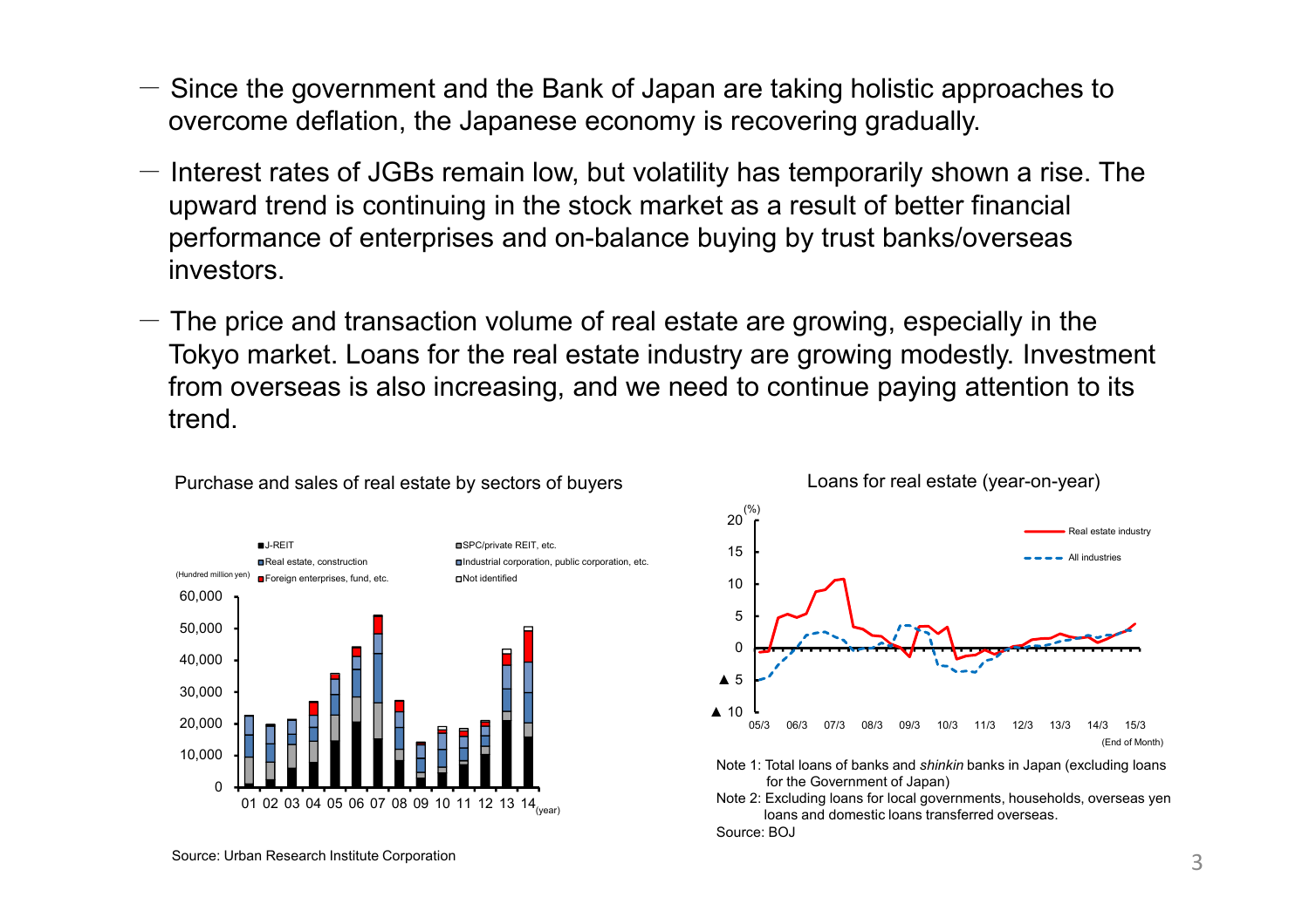- Since the government and the Bank of Japan are taking holistic approaches to overcome deflation, the Japanese economy is recovering gradually.
- Interest rates of JGBs remain low, but volatility has temporarily shown a rise. The upward trend is continuing in the stock market as a result of better financial performance of enterprises and on-balance buying by trust banks/overseas investors.
- The price and transaction volume of real estate are growing, especially in the Tokyo market. Loans for the real estate industry are growing modestly. Investment from overseas is also increasing, and we need to continue paying attention to its trend.

Purchase and sales of real estate by sectors of buyers

Source: Urban Research Institute Corporation

Loans for real estate (year-on-year)

Note 1: Total loans of banks and *shinkin* banks in Japan (excluding loans for the Government of Japan)

Note 2: Excluding loans for local governments, households, overseas yen loans and domestic loans transferred overseas.

Source: BOJ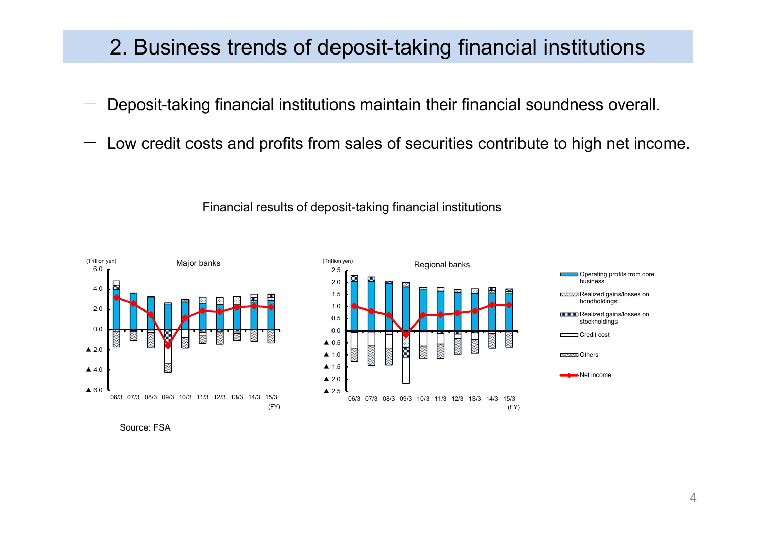# 2. Business trends of deposit-taking financial institutions

- Deposit-taking financial institutions maintain their financial soundness overall.
- Low credit costs and profits from sales of securities contribute to high net income.

Financial results of deposit-taking financial institutions

Major banks

(Trillion yen)

Regional banks

(Trillion yen)

Legend: Operating profits from core business; Realized gains/losses on bondholdings; Realized gains/losses on stockholdings; Credit cost; Others; Net income

(FY) 06/3 07/3 08/3 09/3 10/3 11/3 12/3 13/3 14/3 15/3

Source: FSA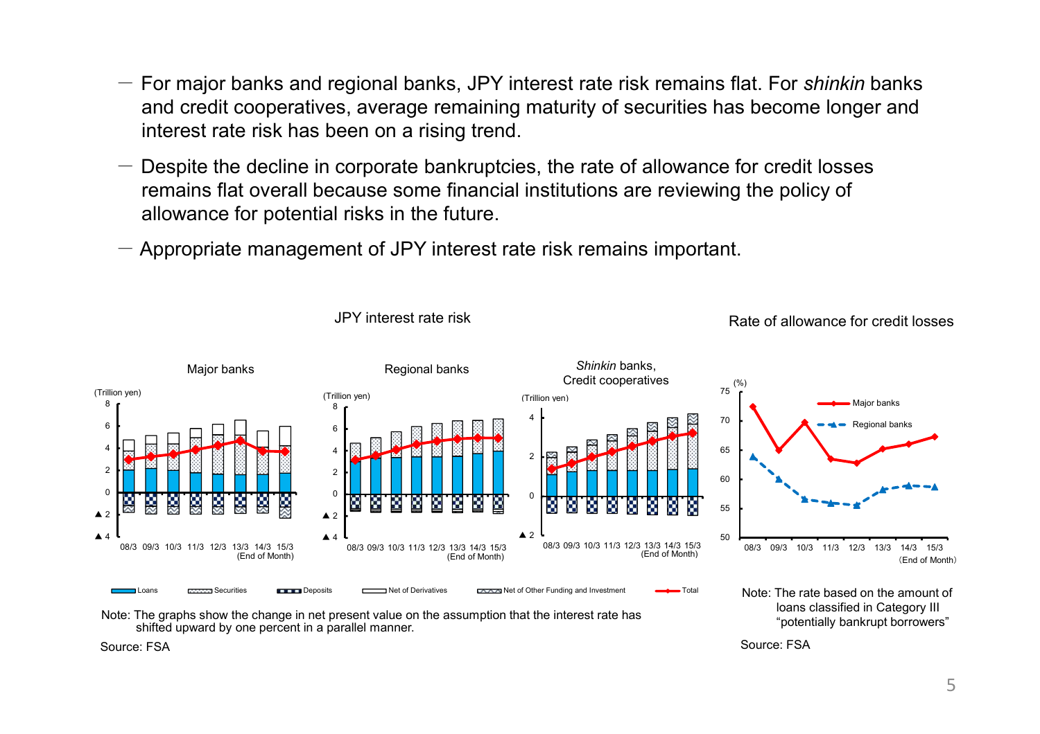- For major banks and regional banks, JPY interest rate risk remains flat. For *shinkin* banks and credit cooperatives, average remaining maturity of securities has become longer and interest rate risk has been on a rising trend.
- Despite the decline in corporate bankruptcies, the rate of allowance for credit losses remains flat overall because some financial institutions are reviewing the policy of allowance for potential risks in the future.
- Appropriate management of JPY interest rate risk remains important.

JPY interest rate risk

Major banks

Regional banks

*Shinkin* banks, Credit cooperatives

(Trillion yen)

(End of Month)

Loans | Securities | Deposits | Net of Derivatives | Net of Other Funding and Investment | Total

Note: The graphs show the change in net present value on the assumption that the interest rate has shifted upward by one percent in a parallel manner.

Source: FSA

Rate of allowance for credit losses

(%)

Major banks | Regional banks

(End of Month)

Note: The rate based on the amount of loans classified in Category III "potentially bankrupt borrowers"

Source: FSA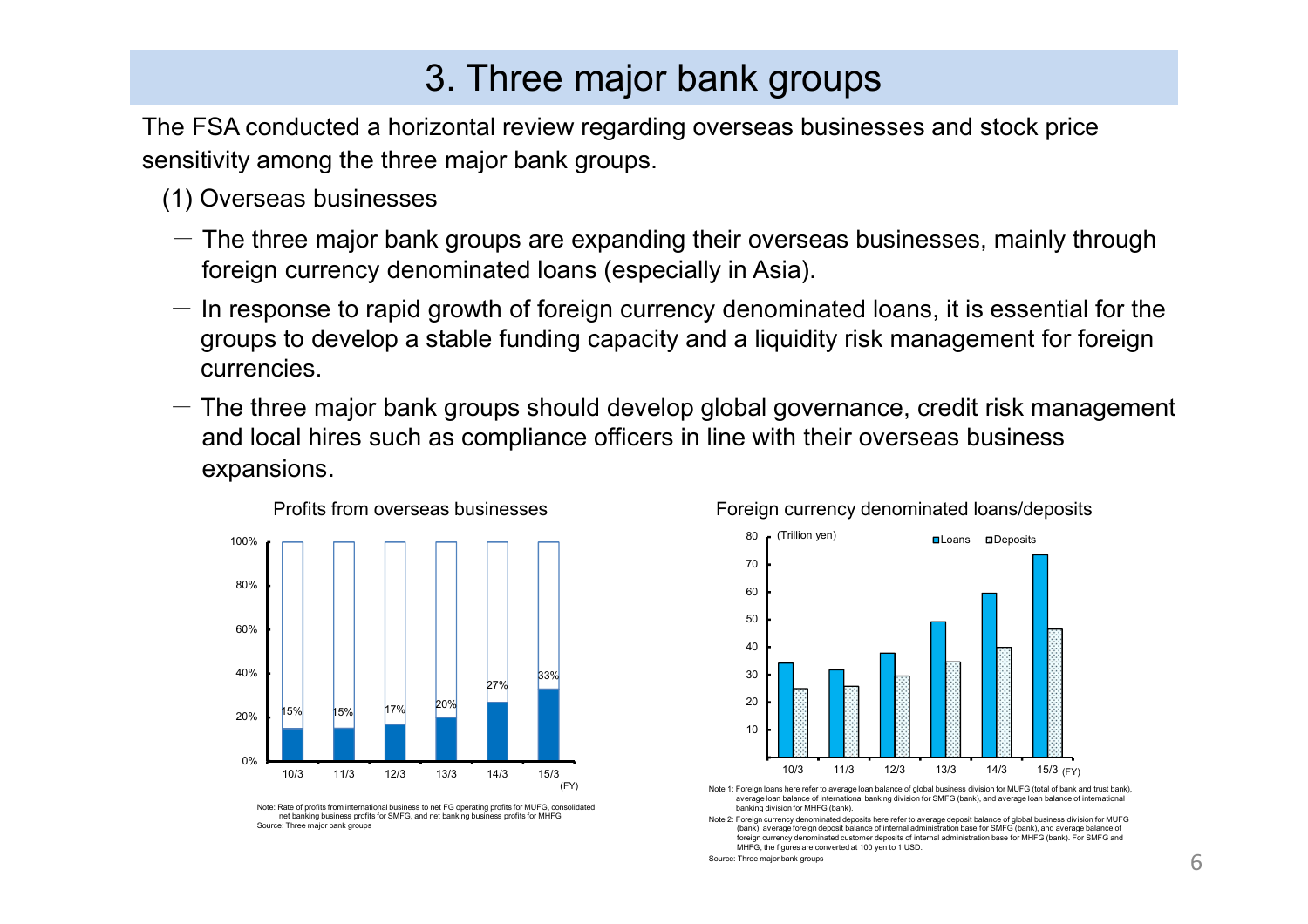# 3. Three major bank groups

The FSA conducted a horizontal review regarding overseas businesses and stock price sensitivity among the three major bank groups.

(1) Overseas businesses

- The three major bank groups are expanding their overseas businesses, mainly through foreign currency denominated loans (especially in Asia).
- In response to rapid growth of foreign currency denominated loans, it is essential for the groups to develop a stable funding capacity and a liquidity risk management for foreign currencies.
- The three major bank groups should develop global governance, credit risk management and local hires such as compliance officers in line with their overseas business expansions.

Profits from overseas businesses

| FY | 10/3 | 11/3 | 12/3 | 13/3 | 14/3 | 15/3 |
|---|---|---|---|---|---|---|
| Rate | 15% | 15% | 17% | 20% | 27% | 33% |

Note: Rate of profits from international business to net FG operating profits for MUFG, consolidated net banking business profits for SMFG, and net banking business profits for MHFG

Source: Three major bank groups

Foreign currency denominated loans/deposits

(Trillion yen)

| FY | 10/3 | 11/3 | 12/3 | 13/3 | 14/3 | 15/3 |
|---|---|---|---|---|---|---|
| Loans | 34 | 32 | 38 | 49 | 60 | 73 |
| Deposits | 25 | 26 | 30 | 35 | 40 | 47 |

Note 1: Foreign loans here refer to average loan balance of global business division for MUFG (total of bank and trust bank), average loan balance of international banking division for SMFG (bank), and average loan balance of international banking division for MHFG (bank).

Note 2: Foreign currency denominated deposits here refer to average deposit balance of global business division for MUFG (bank), average foreign deposit balance of internal administration base for SMFG (bank), and average balance of foreign currency denominated customer deposits of internal administration base for MHFG (bank). For SMFG and MHFG, the figures are converted at 100 yen to 1 USD.

Source: Three major bank groups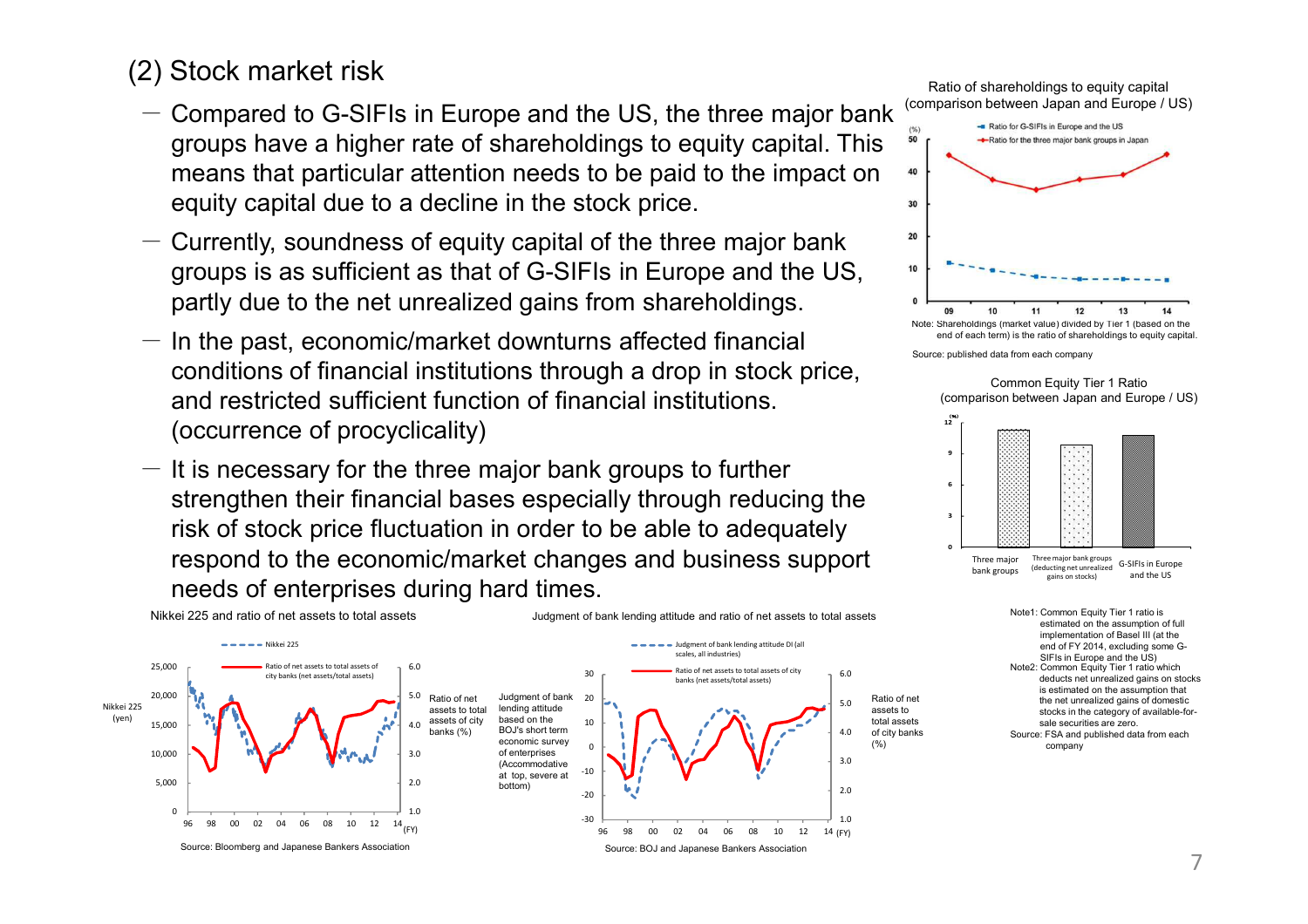## (2) Stock market risk

- Compared to G-SIFIs in Europe and the US, the three major bank groups have a higher rate of shareholdings to equity capital. This means that particular attention needs to be paid to the impact on equity capital due to a decline in the stock price.
- Currently, soundness of equity capital of the three major bank groups is as sufficient as that of G-SIFIs in Europe and the US, partly due to the net unrealized gains from shareholdings.
- In the past, economic/market downturns affected financial conditions of financial institutions through a drop in stock price, and restricted sufficient function of financial institutions. (occurrence of procyclicality)
- It is necessary for the three major bank groups to further strengthen their financial bases especially through reducing the risk of stock price fluctuation in order to be able to adequately respond to the economic/market changes and business support needs of enterprises during hard times.

Ratio of shareholdings to equity capital (comparison between Japan and Europe / US)

Note: Shareholdings (market value) divided by Tier 1 (based on the end of each term) is the ratio of shareholdings to equity capital.

Source: published data from each company

Common Equity Tier 1 Ratio (comparison between Japan and Europe / US)

Note1: Common Equity Tier 1 ratio is estimated on the assumption of full implementation of Basel III (at the end of FY 2014, excluding some G-SIFIs in Europe and the US)

Note2: Common Equity Tier 1 ratio which deducts net unrealized gains on stocks is estimated on the assumption that the net unrealized gains of domestic stocks in the category of available-for-sale securities are zero.

Source: FSA and published data from each company

Nikkei 225 and ratio of net assets to total assets

Source: Bloomberg and Japanese Bankers Association

Judgment of bank lending attitude and ratio of net assets to total assets

Source: BOJ and Japanese Bankers Association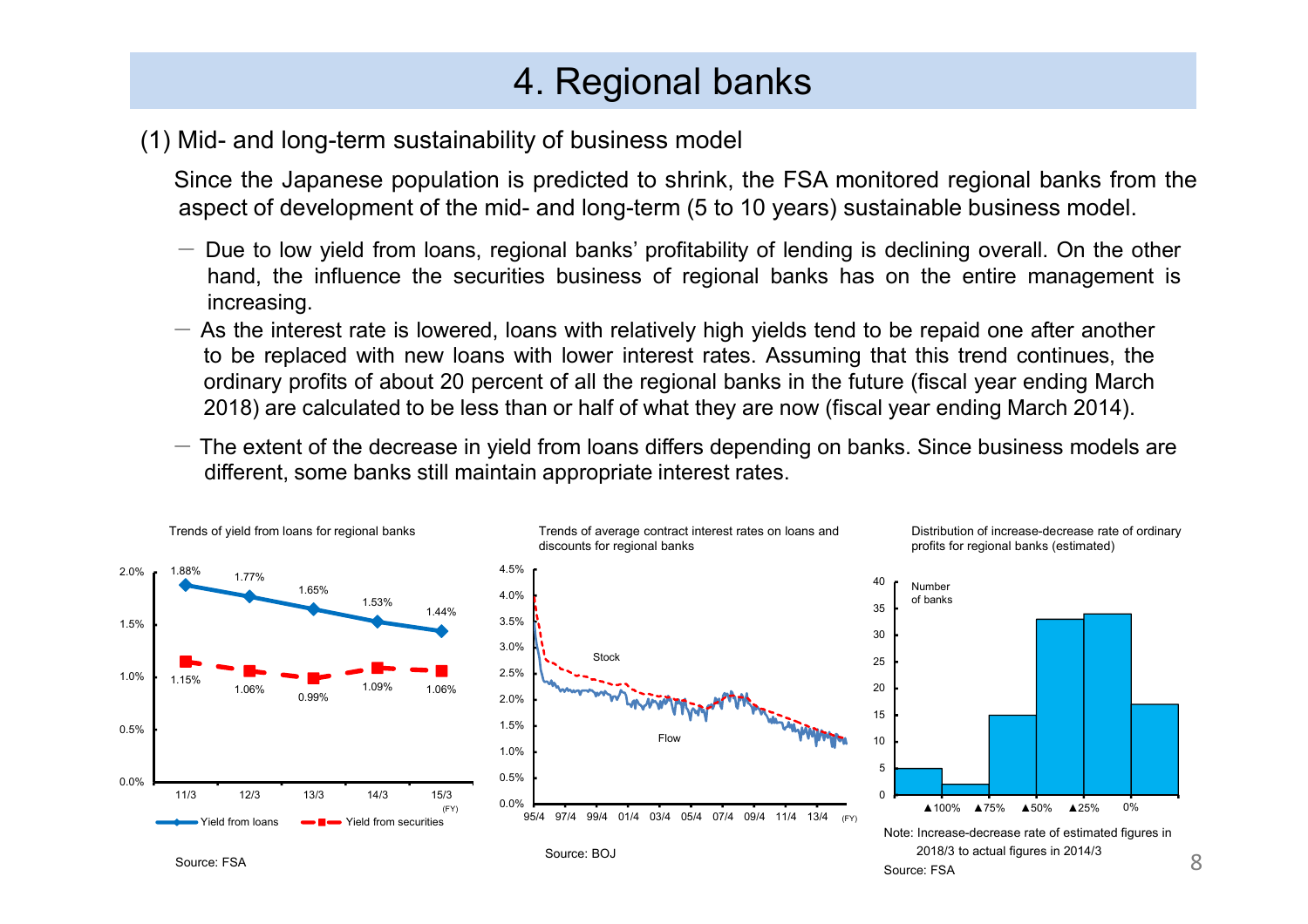# 4. Regional banks

## (1) Mid- and long-term sustainability of business model

Since the Japanese population is predicted to shrink, the FSA monitored regional banks from the aspect of development of the mid- and long-term (5 to 10 years) sustainable business model.

- Due to low yield from loans, regional banks' profitability of lending is declining overall. On the other hand, the influence the securities business of regional banks has on the entire management is increasing.
- As the interest rate is lowered, loans with relatively high yields tend to be repaid one after another to be replaced with new loans with lower interest rates. Assuming that this trend continues, the ordinary profits of about 20 percent of all the regional banks in the future (fiscal year ending March 2018) are calculated to be less than or half of what they are now (fiscal year ending March 2014).
- The extent of the decrease in yield from loans differs depending on banks. Since business models are different, some banks still maintain appropriate interest rates.

**Trends of yield from loans for regional banks**

| (FY) | 11/3 | 12/3 | 13/3 | 14/3 | 15/3 |
|---|---|---|---|---|---|
| Yield from loans | 1.88% | 1.77% | 1.65% | 1.53% | 1.44% |
| Yield from securities | 1.15% | 1.06% | 0.99% | 1.09% | 1.06% |

Source: FSA

**Trends of average contract interest rates on loans and discounts for regional banks**

Stock / Flow (FY 95/4 – 13/4)

Source: BOJ

**Distribution of increase-decrease rate of ordinary profits for regional banks (estimated)**

Number of banks

| ▲100% or less | ▲100%–▲75% | ▲75%–▲50% | ▲50%–▲25% | ▲25%–0% | 0% or more |
|---|---|---|---|---|---|
| 5 | 2 | 15 | 33 | 34 | 17 |

Note: Increase-decrease rate of estimated figures in 2018/3 to actual figures in 2014/3

Source: FSA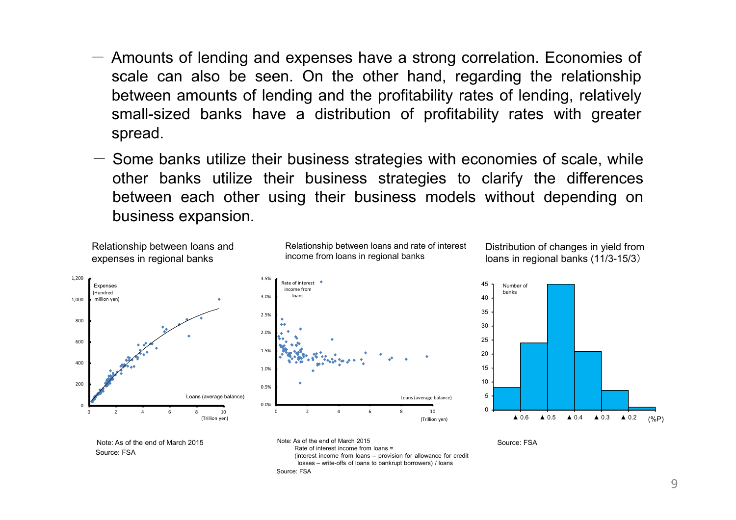- Amounts of lending and expenses have a strong correlation. Economies of scale can also be seen. On the other hand, regarding the relationship between amounts of lending and the profitability rates of lending, relatively small-sized banks have a distribution of profitability rates with greater spread.
- Some banks utilize their business strategies with economies of scale, while other banks utilize their business strategies to clarify the differences between each other using their business models without depending on business expansion.

Relationship between loans and expenses in regional banks

Note: As of the end of March 2015
Source: FSA

Relationship between loans and rate of interest income from loans in regional banks

Note: As of the end of March 2015
Rate of interest income from loans = (interest income from loans – provision for allowance for credit losses – write-offs of loans to bankrupt borrowers) / loans
Source: FSA

Distribution of changes in yield from loans in regional banks (11/3-15/3)

Source: FSA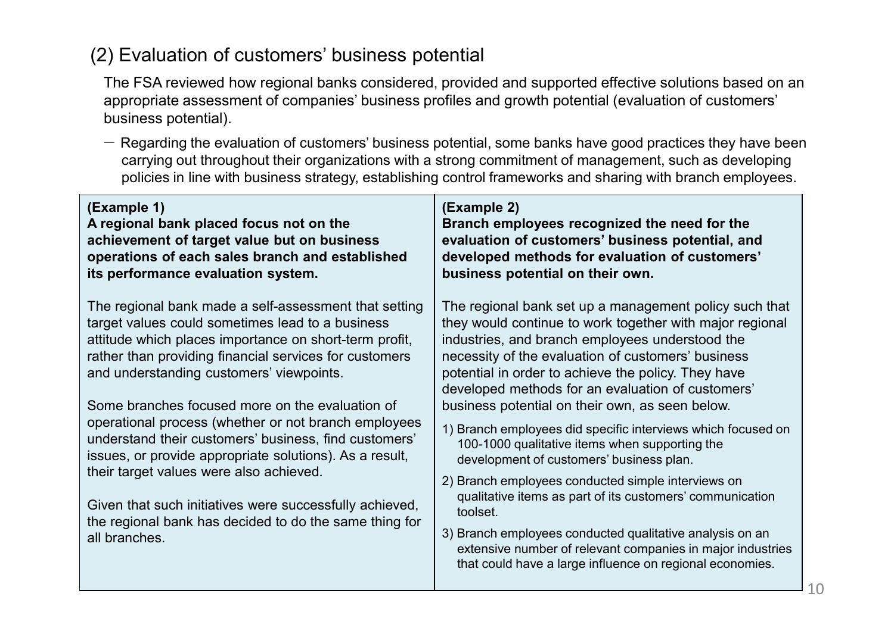## (2) Evaluation of customers' business potential

The FSA reviewed how regional banks considered, provided and supported effective solutions based on an appropriate assessment of companies' business profiles and growth potential (evaluation of customers' business potential).

－ Regarding the evaluation of customers' business potential, some banks have good practices they have been carrying out throughout their organizations with a strong commitment of management, such as developing policies in line with business strategy, establishing control frameworks and sharing with branch employees.

**(Example 1)**
**A regional bank placed focus not on the achievement of target value but on business operations of each sales branch and established its performance evaluation system.**

The regional bank made a self-assessment that setting target values could sometimes lead to a business attitude which places importance on short-term profit, rather than providing financial services for customers and understanding customers' viewpoints.

Some branches focused more on the evaluation of operational process (whether or not branch employees understand their customers' business, find customers' issues, or provide appropriate solutions). As a result, their target values were also achieved.

Given that such initiatives were successfully achieved, the regional bank has decided to do the same thing for all branches.

**(Example 2)**
**Branch employees recognized the need for the evaluation of customers' business potential, and developed methods for evaluation of customers' business potential on their own.**

The regional bank set up a management policy such that they would continue to work together with major regional industries, and branch employees understood the necessity of the evaluation of customers' business potential in order to achieve the policy. They have developed methods for an evaluation of customers' business potential on their own, as seen below.

1) Branch employees did specific interviews which focused on 100-1000 qualitative items when supporting the development of customers' business plan.
2) Branch employees conducted simple interviews on qualitative items as part of its customers' communication toolset.
3) Branch employees conducted qualitative analysis on an extensive number of relevant companies in major industries that could have a large influence on regional economies.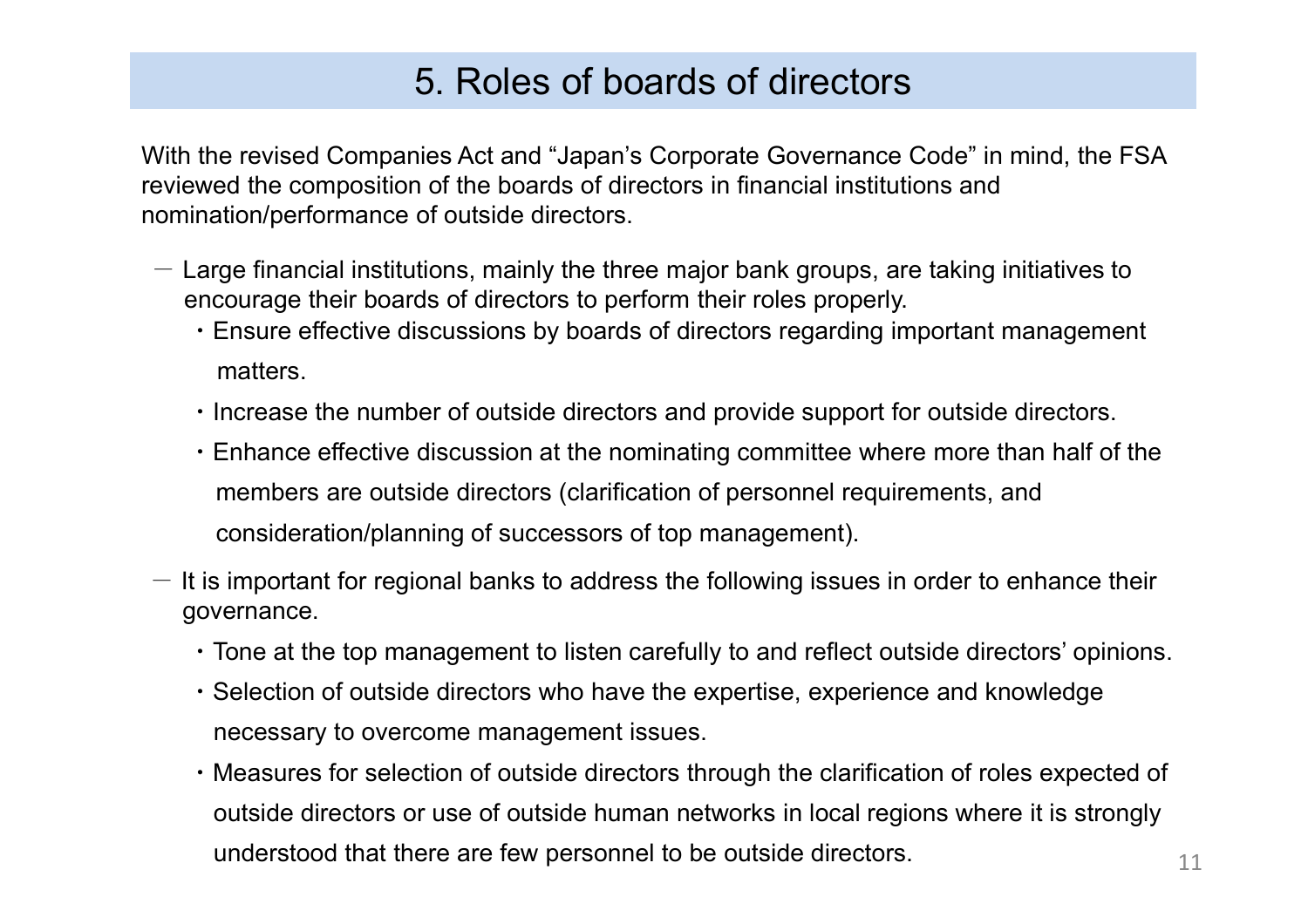# 5. Roles of boards of directors

With the revised Companies Act and "Japan's Corporate Governance Code" in mind, the FSA reviewed the composition of the boards of directors in financial institutions and nomination/performance of outside directors.

－ Large financial institutions, mainly the three major bank groups, are taking initiatives to encourage their boards of directors to perform their roles properly.

- Ensure effective discussions by boards of directors regarding important management matters.
- Increase the number of outside directors and provide support for outside directors.
- Enhance effective discussion at the nominating committee where more than half of the members are outside directors (clarification of personnel requirements, and consideration/planning of successors of top management).

－ It is important for regional banks to address the following issues in order to enhance their governance.

- Tone at the top management to listen carefully to and reflect outside directors' opinions.
- Selection of outside directors who have the expertise, experience and knowledge necessary to overcome management issues.
- Measures for selection of outside directors through the clarification of roles expected of outside directors or use of outside human networks in local regions where it is strongly understood that there are few personnel to be outside directors.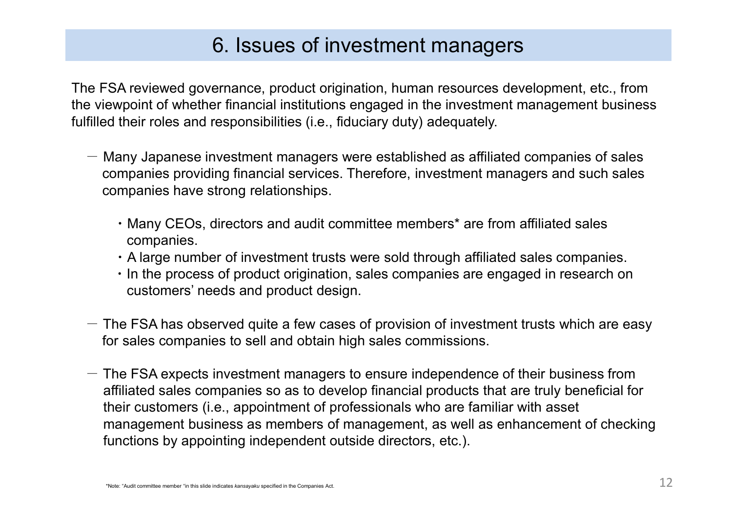# 6. Issues of investment managers

The FSA reviewed governance, product origination, human resources development, etc., from the viewpoint of whether financial institutions engaged in the investment management business fulfilled their roles and responsibilities (i.e., fiduciary duty) adequately.

－ Many Japanese investment managers were established as affiliated companies of sales companies providing financial services. Therefore, investment managers and such sales companies have strong relationships.

- Many CEOs, directors and audit committee members* are from affiliated sales companies.
- A large number of investment trusts were sold through affiliated sales companies.
- In the process of product origination, sales companies are engaged in research on customers' needs and product design.

－ The FSA has observed quite a few cases of provision of investment trusts which are easy for sales companies to sell and obtain high sales commissions.

－ The FSA expects investment managers to ensure independence of their business from affiliated sales companies so as to develop financial products that are truly beneficial for their customers (i.e., appointment of professionals who are familiar with asset management business as members of management, as well as enhancement of checking functions by appointing independent outside directors, etc.).

*Note: "Audit committee member "in this slide indicates *kansayaku* specified in the Companies Act.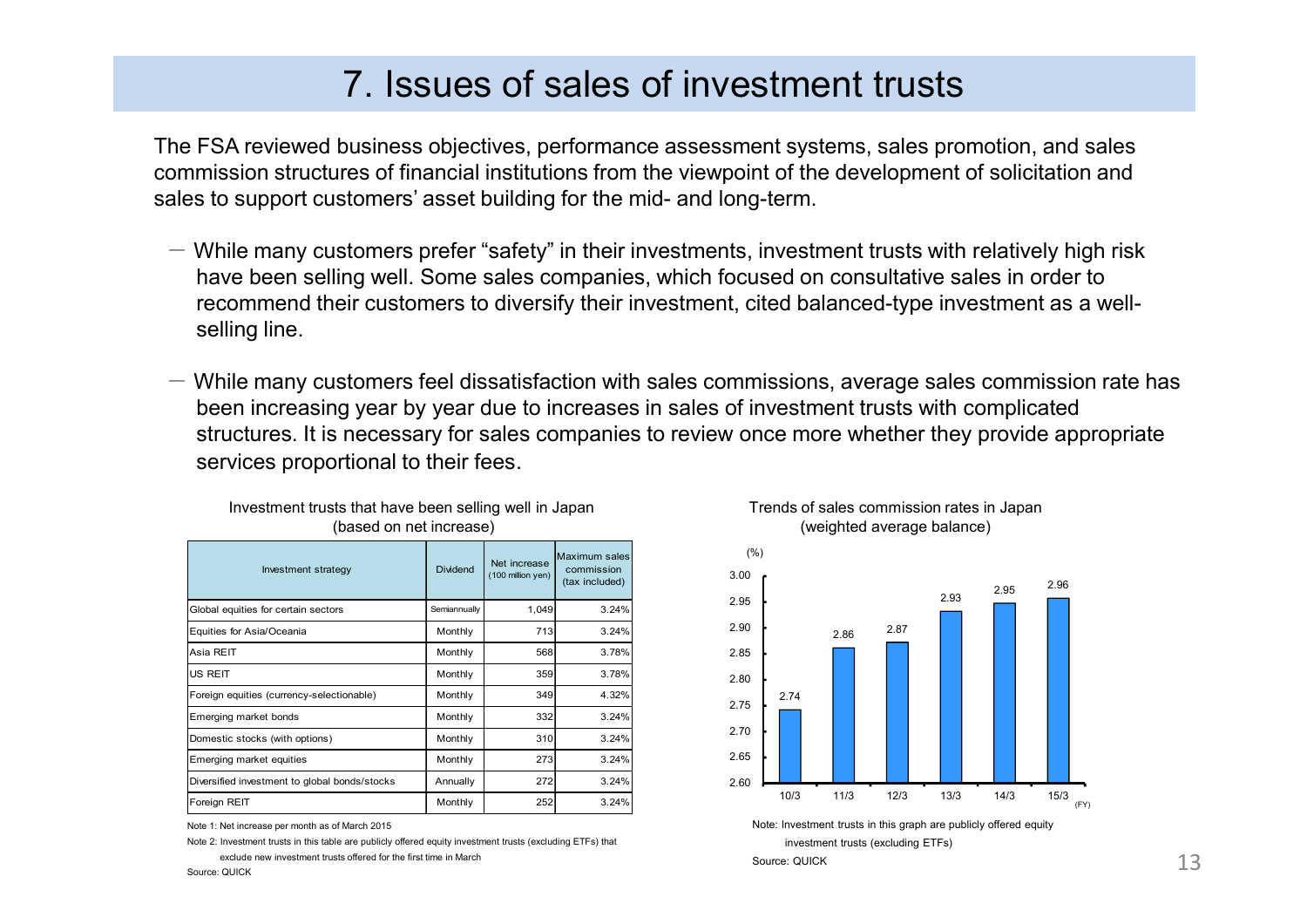# 7. Issues of sales of investment trusts

The FSA reviewed business objectives, performance assessment systems, sales promotion, and sales commission structures of financial institutions from the viewpoint of the development of solicitation and sales to support customers' asset building for the mid- and long-term.

－ While many customers prefer "safety" in their investments, investment trusts with relatively high risk have been selling well. Some sales companies, which focused on consultative sales in order to recommend their customers to diversify their investment, cited balanced-type investment as a well-selling line.

－ While many customers feel dissatisfaction with sales commissions, average sales commission rate has been increasing year by year due to increases in sales of investment trusts with complicated structures. It is necessary for sales companies to review once more whether they provide appropriate services proportional to their fees.

Investment trusts that have been selling well in Japan
(based on net increase)

| Investment strategy | Dividend | Net increase (100 million yen) | Maximum sales commission (tax included) |
|---|---|---|---|
| Global equities for certain sectors | Semiannually | 1,049 | 3.24% |
| Equities for Asia/Oceania | Monthly | 713 | 3.24% |
| Asia REIT | Monthly | 568 | 3.78% |
| US REIT | Monthly | 359 | 3.78% |
| Foreign equities (currency-selectionable) | Monthly | 349 | 4.32% |
| Emerging market bonds | Monthly | 332 | 3.24% |
| Domestic stocks (with options) | Monthly | 310 | 3.24% |
| Emerging market equities | Monthly | 273 | 3.24% |
| Diversified investment to global bonds/stocks | Annually | 272 | 3.24% |
| Foreign REIT | Monthly | 252 | 3.24% |

Note 1: Net increase per month as of March 2015

Note 2: Investment trusts in this table are publicly offered equity investment trusts (excluding ETFs) that exclude new investment trusts offered for the first time in March

Source: QUICK

Trends of sales commission rates in Japan
(weighted average balance)

| FY | 10/3 | 11/3 | 12/3 | 13/3 | 14/3 | 15/3 |
|---|---|---|---|---|---|---|
| Sales commission rate (%) | 2.74 | 2.86 | 2.87 | 2.93 | 2.95 | 2.96 |

Note: Investment trusts in this graph are publicly offered equity investment trusts (excluding ETFs)

Source: QUICK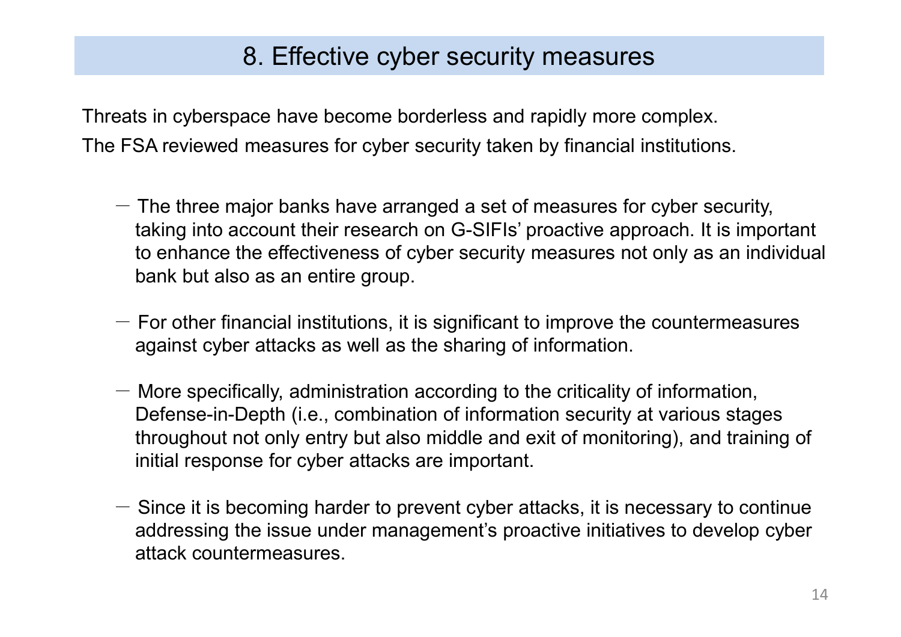# 8. Effective cyber security measures

Threats in cyberspace have become borderless and rapidly more complex.

The FSA reviewed measures for cyber security taken by financial institutions.

－ The three major banks have arranged a set of measures for cyber security, taking into account their research on G-SIFIs' proactive approach. It is important to enhance the effectiveness of cyber security measures not only as an individual bank but also as an entire group.

－ For other financial institutions, it is significant to improve the countermeasures against cyber attacks as well as the sharing of information.

－ More specifically, administration according to the criticality of information, Defense-in-Depth (i.e., combination of information security at various stages throughout not only entry but also middle and exit of monitoring), and training of initial response for cyber attacks are important.

－ Since it is becoming harder to prevent cyber attacks, it is necessary to continue addressing the issue under management's proactive initiatives to develop cyber attack countermeasures.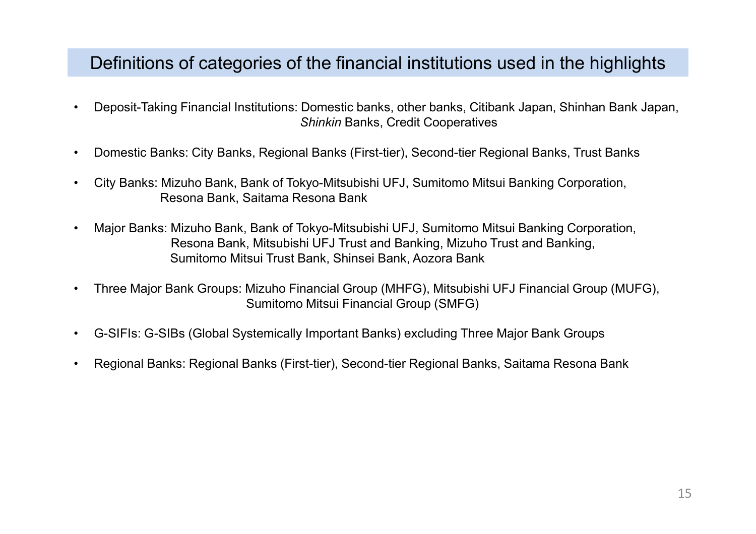## Definitions of categories of the financial institutions used in the highlights

- Deposit-Taking Financial Institutions: Domestic banks, other banks, Citibank Japan, Shinhan Bank Japan, *Shinkin* Banks, Credit Cooperatives
- Domestic Banks: City Banks, Regional Banks (First-tier), Second-tier Regional Banks, Trust Banks
- City Banks: Mizuho Bank, Bank of Tokyo-Mitsubishi UFJ, Sumitomo Mitsui Banking Corporation, Resona Bank, Saitama Resona Bank
- Major Banks: Mizuho Bank, Bank of Tokyo-Mitsubishi UFJ, Sumitomo Mitsui Banking Corporation, Resona Bank, Mitsubishi UFJ Trust and Banking, Mizuho Trust and Banking, Sumitomo Mitsui Trust Bank, Shinsei Bank, Aozora Bank
- Three Major Bank Groups: Mizuho Financial Group (MHFG), Mitsubishi UFJ Financial Group (MUFG), Sumitomo Mitsui Financial Group (SMFG)
- G-SIFIs: G-SIBs (Global Systemically Important Banks) excluding Three Major Bank Groups
- Regional Banks: Regional Banks (First-tier), Second-tier Regional Banks, Saitama Resona Bank